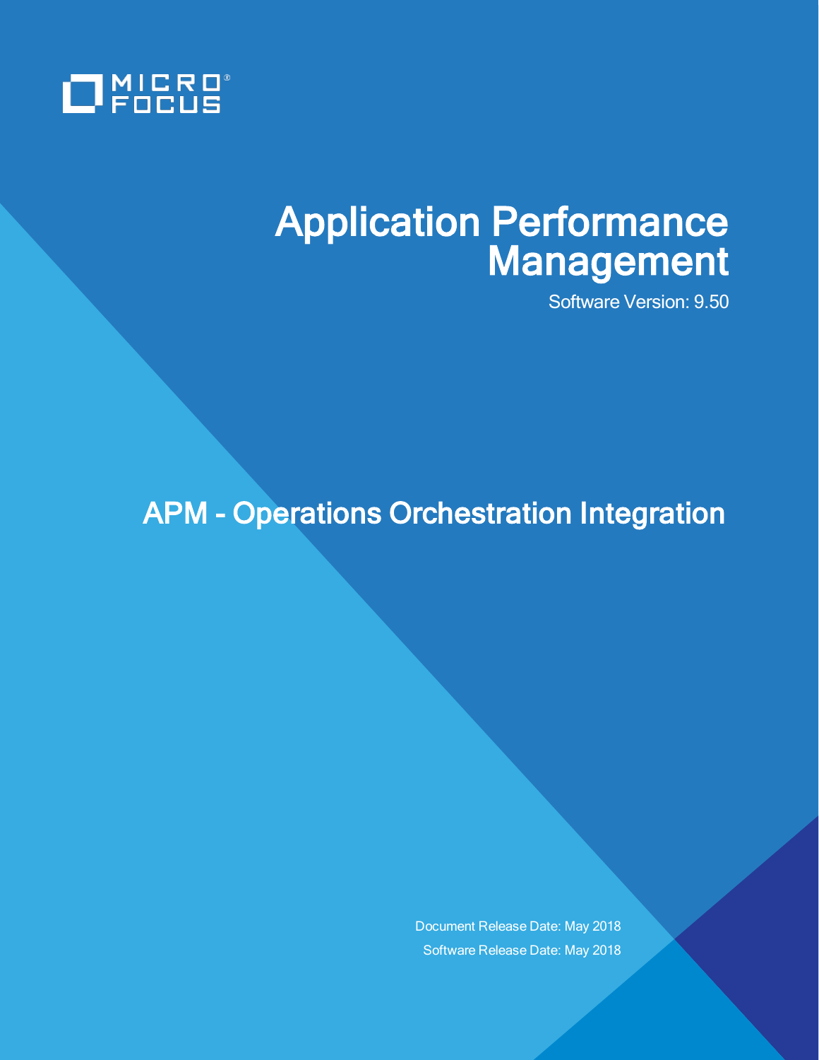MICRO FOCUS

# Application Performance Management

Software Version: 9.50

## APM - Operations Orchestration Integration

Document Release Date: May 2018

Software Release Date: May 2018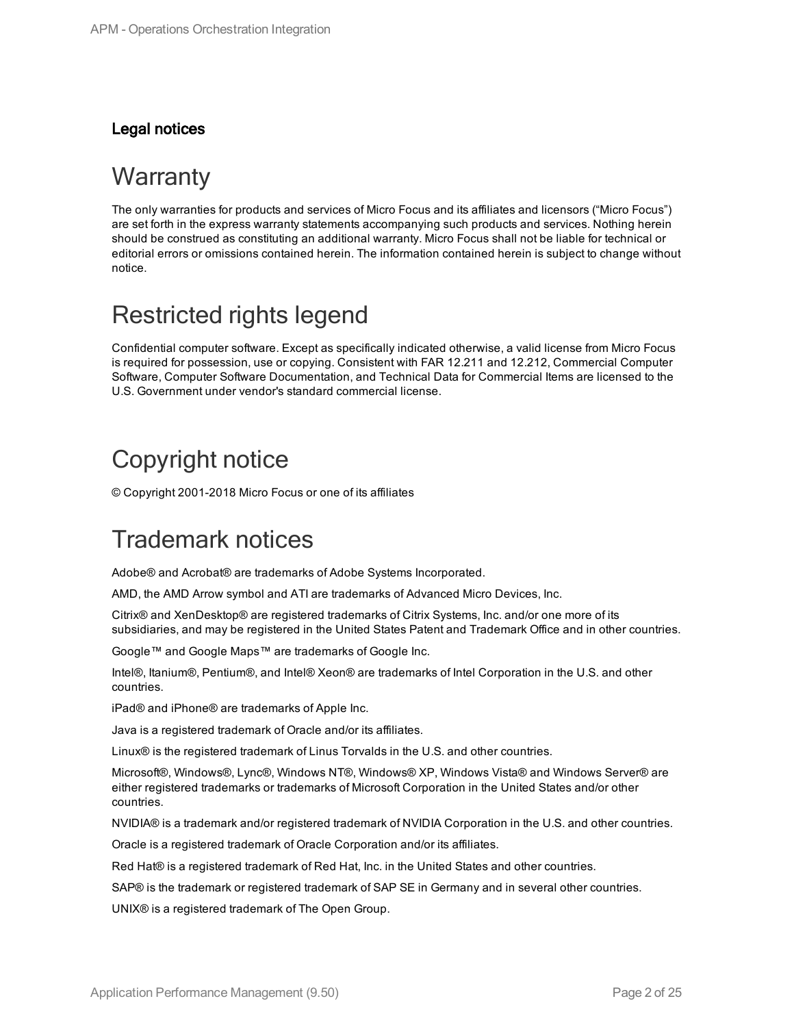**Legal notices**

# Warranty

The only warranties for products and services of Micro Focus and its affiliates and licensors (“Micro Focus”) are set forth in the express warranty statements accompanying such products and services. Nothing herein should be construed as constituting an additional warranty. Micro Focus shall not be liable for technical or editorial errors or omissions contained herein. The information contained herein is subject to change without notice.

# Restricted rights legend

Confidential computer software. Except as specifically indicated otherwise, a valid license from Micro Focus is required for possession, use or copying. Consistent with FAR 12.211 and 12.212, Commercial Computer Software, Computer Software Documentation, and Technical Data for Commercial Items are licensed to the U.S. Government under vendor's standard commercial license.

# Copyright notice

© Copyright 2001-2018 Micro Focus or one of its affiliates

# Trademark notices

Adobe® and Acrobat® are trademarks of Adobe Systems Incorporated.

AMD, the AMD Arrow symbol and ATI are trademarks of Advanced Micro Devices, Inc.

Citrix® and XenDesktop® are registered trademarks of Citrix Systems, Inc. and/or one more of its subsidiaries, and may be registered in the United States Patent and Trademark Office and in other countries.

Google™ and Google Maps™ are trademarks of Google Inc.

Intel®, Itanium®, Pentium®, and Intel® Xeon® are trademarks of Intel Corporation in the U.S. and other countries.

iPad® and iPhone® are trademarks of Apple Inc.

Java is a registered trademark of Oracle and/or its affiliates.

Linux® is the registered trademark of Linus Torvalds in the U.S. and other countries.

Microsoft®, Windows®, Lync®, Windows NT®, Windows® XP, Windows Vista® and Windows Server® are either registered trademarks or trademarks of Microsoft Corporation in the United States and/or other countries.

NVIDIA® is a trademark and/or registered trademark of NVIDIA Corporation in the U.S. and other countries.

Oracle is a registered trademark of Oracle Corporation and/or its affiliates.

Red Hat® is a registered trademark of Red Hat, Inc. in the United States and other countries.

SAP® is the trademark or registered trademark of SAP SE in Germany and in several other countries.

UNIX® is a registered trademark of The Open Group.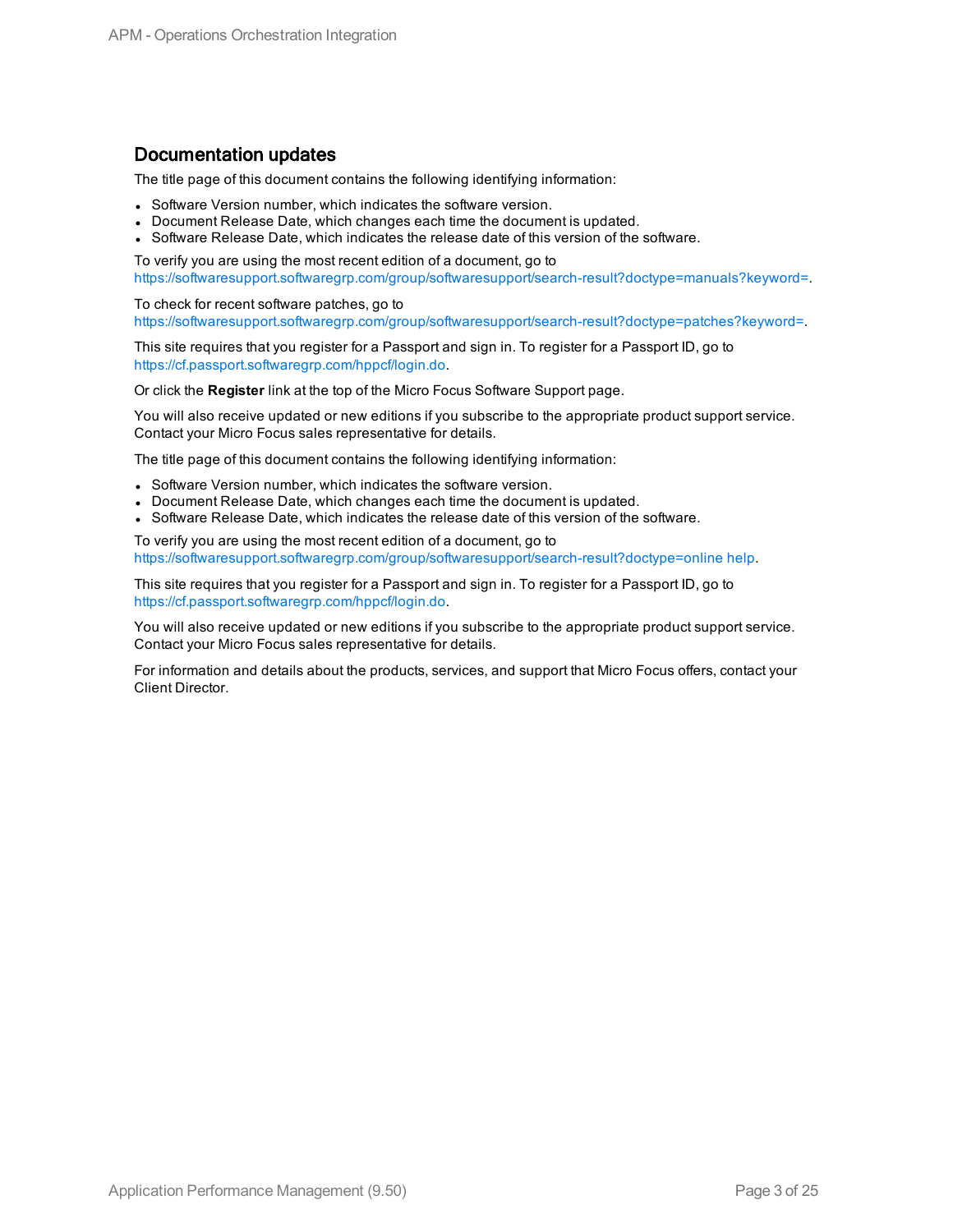## Documentation updates

The title page of this document contains the following identifying information:

- Software Version number, which indicates the software version.
- Document Release Date, which changes each time the document is updated.
- Software Release Date, which indicates the release date of this version of the software.

To verify you are using the most recent edition of a document, go to https://softwaresupport.softwaregrp.com/group/softwaresupport/search-result?doctype=manuals?keyword=.

To check for recent software patches, go to https://softwaresupport.softwaregrp.com/group/softwaresupport/search-result?doctype=patches?keyword=.

This site requires that you register for a Passport and sign in. To register for a Passport ID, go to https://cf.passport.softwaregrp.com/hppcf/login.do.

Or click the **Register** link at the top of the Micro Focus Software Support page.

You will also receive updated or new editions if you subscribe to the appropriate product support service. Contact your Micro Focus sales representative for details.

The title page of this document contains the following identifying information:

- Software Version number, which indicates the software version.
- Document Release Date, which changes each time the document is updated.
- Software Release Date, which indicates the release date of this version of the software.

To verify you are using the most recent edition of a document, go to https://softwaresupport.softwaregrp.com/group/softwaresupport/search-result?doctype=online help.

This site requires that you register for a Passport and sign in. To register for a Passport ID, go to https://cf.passport.softwaregrp.com/hppcf/login.do.

You will also receive updated or new editions if you subscribe to the appropriate product support service. Contact your Micro Focus sales representative for details.

For information and details about the products, services, and support that Micro Focus offers, contact your Client Director.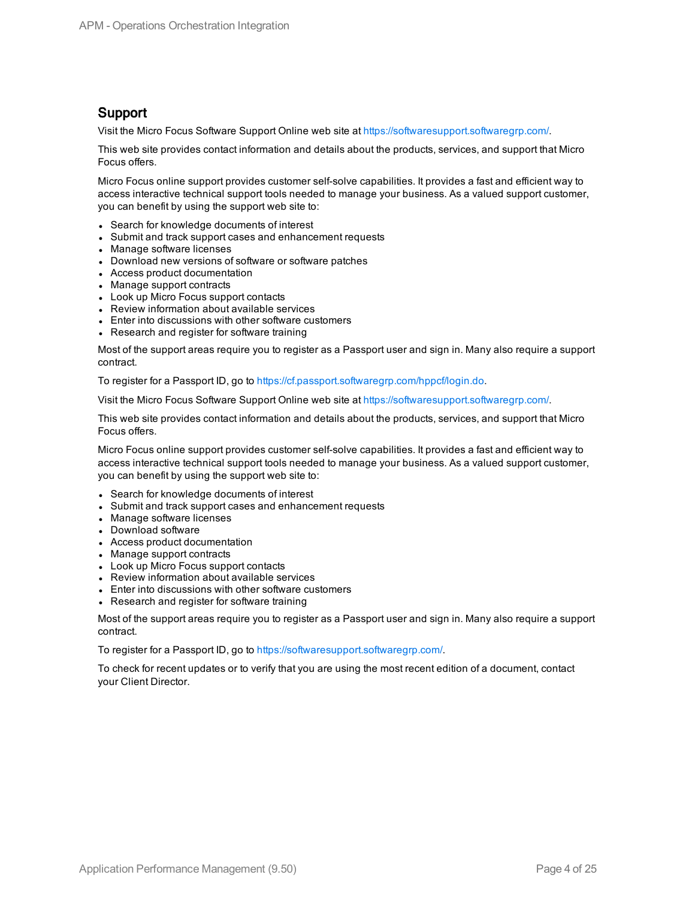## Support

Visit the Micro Focus Software Support Online web site at https://softwaresupport.softwaregrp.com/.

This web site provides contact information and details about the products, services, and support that Micro Focus offers.

Micro Focus online support provides customer self-solve capabilities. It provides a fast and efficient way to access interactive technical support tools needed to manage your business. As a valued support customer, you can benefit by using the support web site to:

- Search for knowledge documents of interest
- Submit and track support cases and enhancement requests
- Manage software licenses
- Download new versions of software or software patches
- Access product documentation
- Manage support contracts
- Look up Micro Focus support contacts
- Review information about available services
- Enter into discussions with other software customers
- Research and register for software training

Most of the support areas require you to register as a Passport user and sign in. Many also require a support contract.

To register for a Passport ID, go to https://cf.passport.softwaregrp.com/hppcf/login.do.

Visit the Micro Focus Software Support Online web site at https://softwaresupport.softwaregrp.com/.

This web site provides contact information and details about the products, services, and support that Micro Focus offers.

Micro Focus online support provides customer self-solve capabilities. It provides a fast and efficient way to access interactive technical support tools needed to manage your business. As a valued support customer, you can benefit by using the support web site to:

- Search for knowledge documents of interest
- Submit and track support cases and enhancement requests
- Manage software licenses
- Download software
- Access product documentation
- Manage support contracts
- Look up Micro Focus support contacts
- Review information about available services
- Enter into discussions with other software customers
- Research and register for software training

Most of the support areas require you to register as a Passport user and sign in. Many also require a support contract.

To register for a Passport ID, go to https://softwaresupport.softwaregrp.com/.

To check for recent updates or to verify that you are using the most recent edition of a document, contact your Client Director.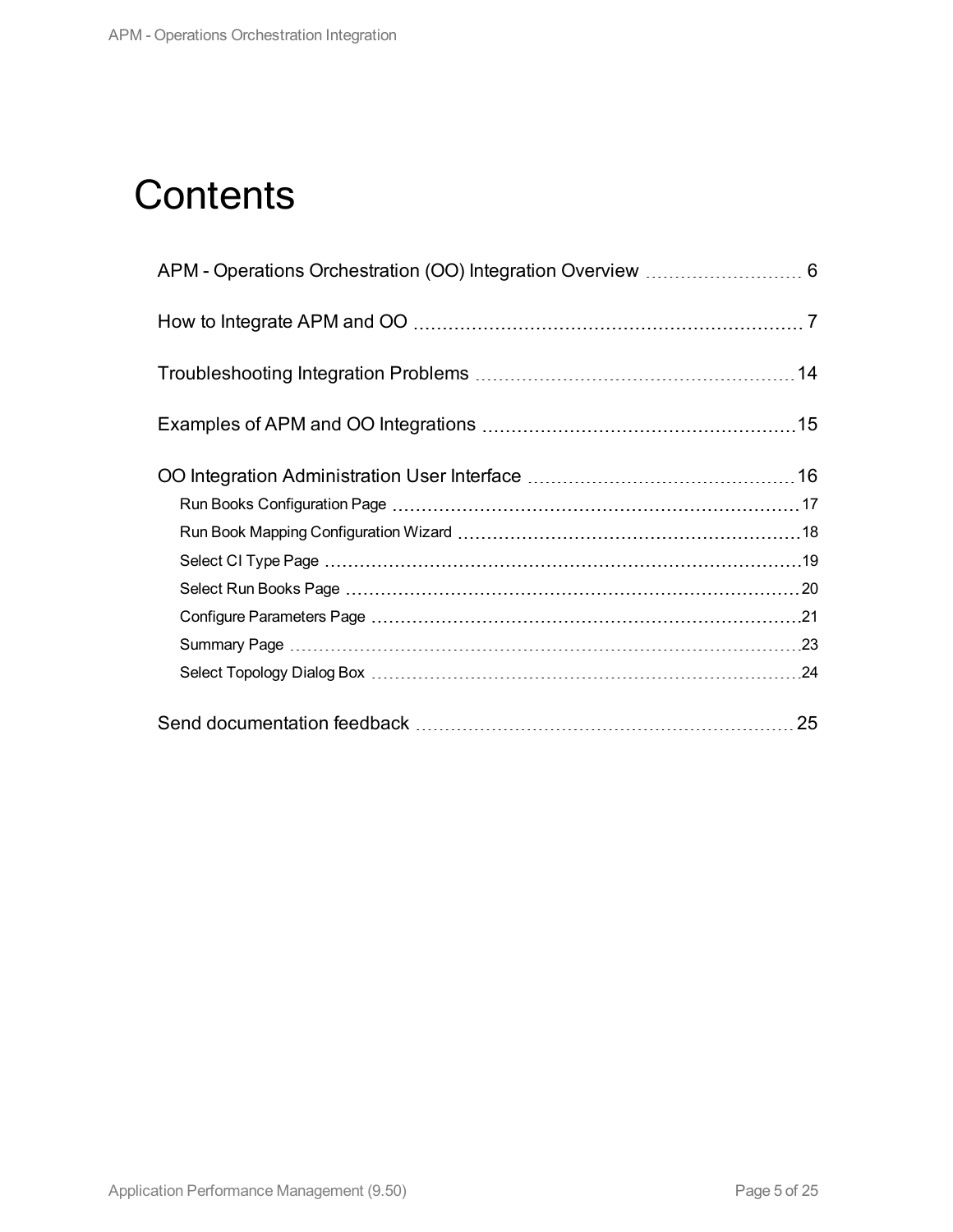# Contents

APM - Operations Orchestration (OO) Integration Overview ........ 6

How to Integrate APM and OO ........ 7

Troubleshooting Integration Problems ........ 14

Examples of APM and OO Integrations ........ 15

OO Integration Administration User Interface ........ 16

- Run Books Configuration Page ........ 17
- Run Book Mapping Configuration Wizard ........ 18
- Select CI Type Page ........ 19
- Select Run Books Page ........ 20
- Configure Parameters Page ........ 21
- Summary Page ........ 23
- Select Topology Dialog Box ........ 24

Send documentation feedback ........ 25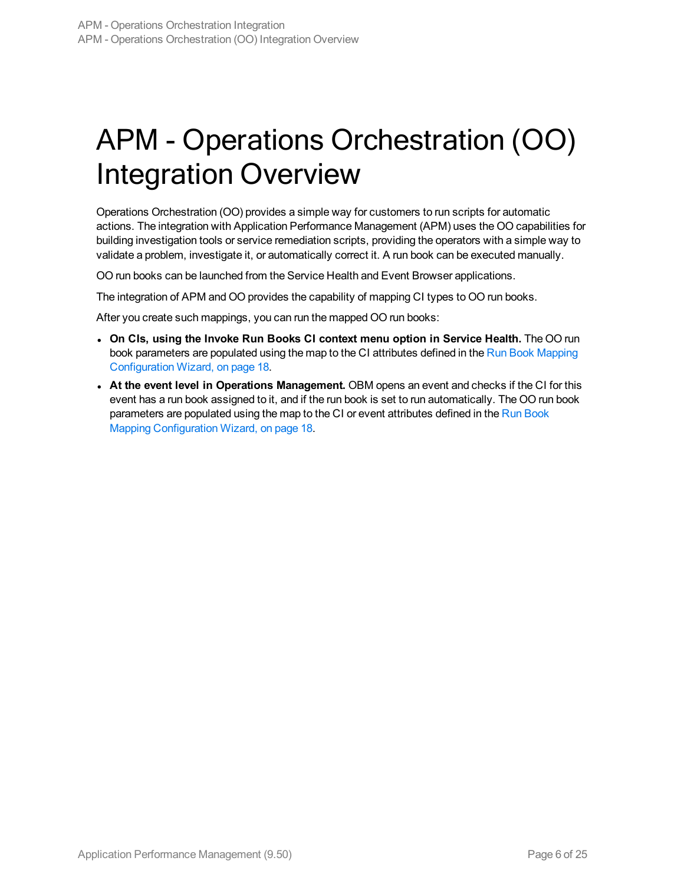# APM - Operations Orchestration (OO) Integration Overview

Operations Orchestration (OO) provides a simple way for customers to run scripts for automatic actions. The integration with Application Performance Management (APM) uses the OO capabilities for building investigation tools or service remediation scripts, providing the operators with a simple way to validate a problem, investigate it, or automatically correct it. A run book can be executed manually.

OO run books can be launched from the Service Health and Event Browser applications.

The integration of APM and OO provides the capability of mapping CI types to OO run books.

After you create such mappings, you can run the mapped OO run books:

- **On CIs, using the Invoke Run Books CI context menu option in Service Health.** The OO run book parameters are populated using the map to the CI attributes defined in the Run Book Mapping Configuration Wizard, on page 18.
- **At the event level in Operations Management.** OBM opens an event and checks if the CI for this event has a run book assigned to it, and if the run book is set to run automatically. The OO run book parameters are populated using the map to the CI or event attributes defined in the Run Book Mapping Configuration Wizard, on page 18.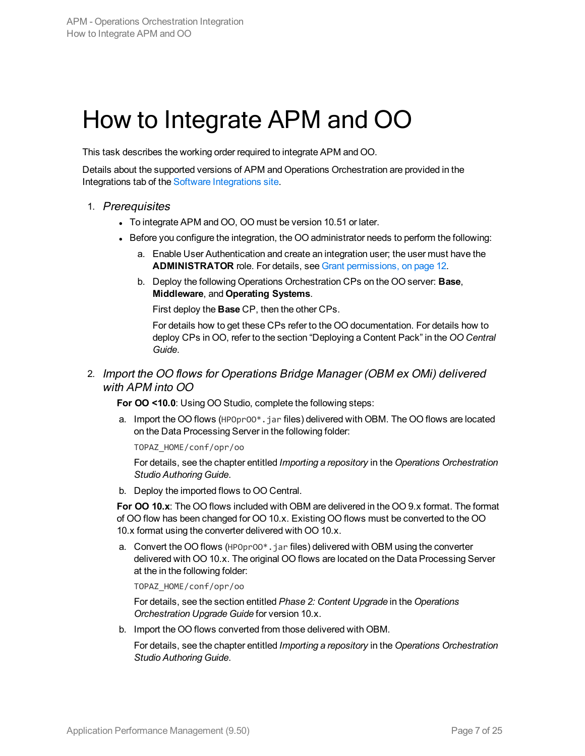# How to Integrate APM and OO

This task describes the working order required to integrate APM and OO.

Details about the supported versions of APM and Operations Orchestration are provided in the Integrations tab of the Software Integrations site.

1. *Prerequisites*

   - To integrate APM and OO, OO must be version 10.51 or later.
   - Before you configure the integration, the OO administrator needs to perform the following:

     a. Enable User Authentication and create an integration user; the user must have the **ADMINISTRATOR** role. For details, see Grant permissions, on page 12.

     b. Deploy the following Operations Orchestration CPs on the OO server: **Base**, **Middleware**, and **Operating Systems**.

        First deploy the **Base** CP, then the other CPs.

        For details how to get these CPs refer to the OO documentation. For details how to deploy CPs in OO, refer to the section "Deploying a Content Pack" in the *OO Central Guide*.

2. *Import the OO flows for Operations Bridge Manager (OBM ex OMi) delivered with APM into OO*

   **For OO <10.0**: Using OO Studio, complete the following steps:

   a. Import the OO flows (`HPOprOO*.jar` files) delivered with OBM. The OO flows are located on the Data Processing Server in the following folder:

      `TOPAZ_HOME/conf/opr/oo`

      For details, see the chapter entitled *Importing a repository* in the *Operations Orchestration Studio Authoring Guide*.

   b. Deploy the imported flows to OO Central.

   **For OO 10.x**: The OO flows included with OBM are delivered in the OO 9.x format. The format of OO flow has been changed for OO 10.x. Existing OO flows must be converted to the OO 10.x format using the converter delivered with OO 10.x.

   a. Convert the OO flows (`HPOprOO*.jar` files) delivered with OBM using the converter delivered with OO 10.x. The original OO flows are located on the Data Processing Server at the in the following folder:

      `TOPAZ_HOME/conf/opr/oo`

      For details, see the section entitled *Phase 2: Content Upgrade* in the *Operations Orchestration Upgrade Guide* for version 10.x.

   b. Import the OO flows converted from those delivered with OBM.

      For details, see the chapter entitled *Importing a repository* in the *Operations Orchestration Studio Authoring Guide*.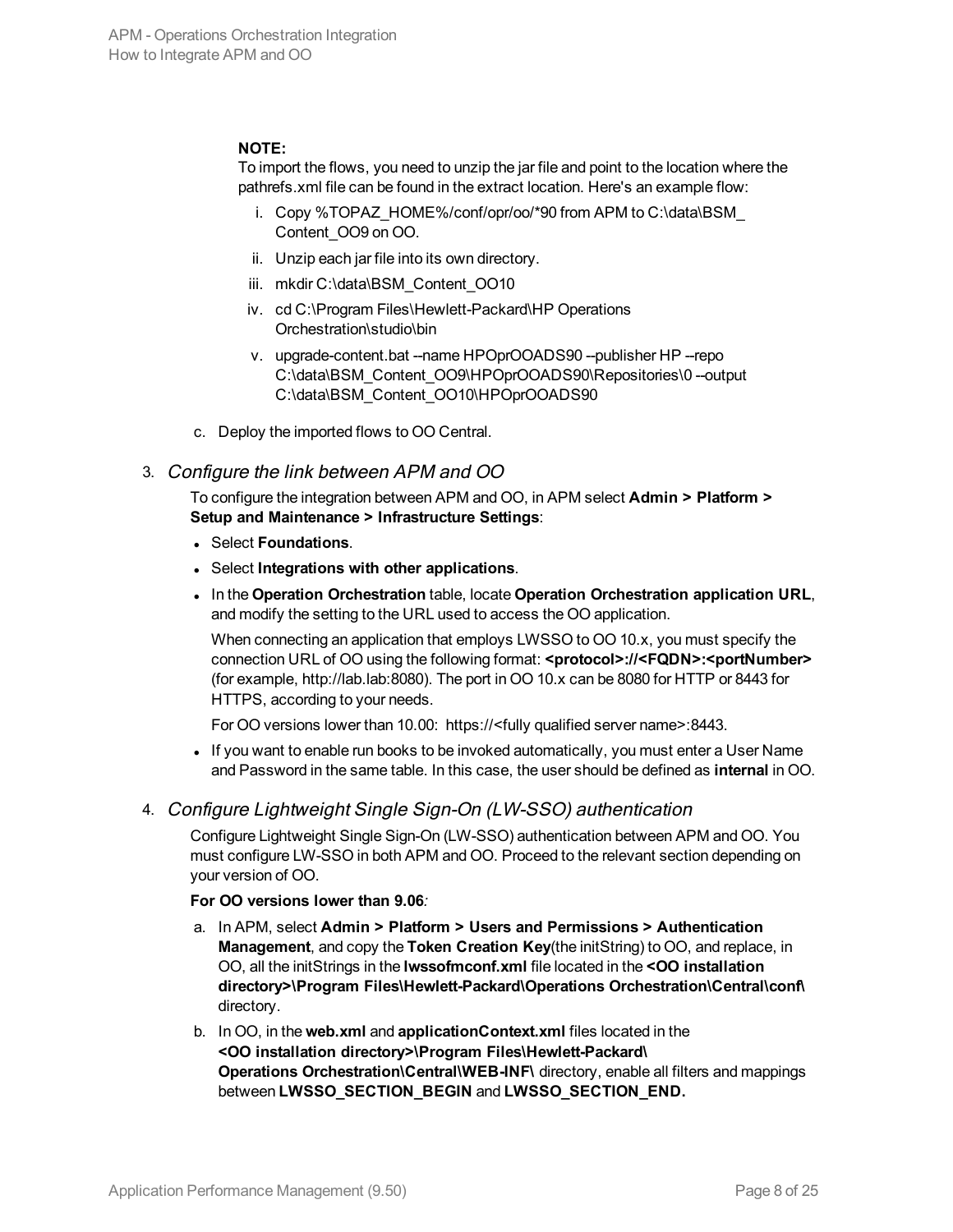**NOTE:**
To import the flows, you need to unzip the jar file and point to the location where the pathrefs.xml file can be found in the extract location. Here's an example flow:

i. Copy %TOPAZ_HOME%/conf/opr/oo/*90 from APM to C:\data\BSM_Content_OO9 on OO.
ii. Unzip each jar file into its own directory.
iii. mkdir C:\data\BSM_Content_OO10
iv. cd C:\Program Files\Hewlett-Packard\HP Operations Orchestration\studio\bin
v. upgrade-content.bat --name HPOprOOADS90 --publisher HP --repo C:\data\BSM_Content_OO9\HPOprOOADS90\Repositories\0 --output C:\data\BSM_Content_OO10\HPOprOOADS90

c. Deploy the imported flows to OO Central.

3. *Configure the link between APM and OO*

   To configure the integration between APM and OO, in APM select **Admin > Platform > Setup and Maintenance > Infrastructure Settings**:

   - Select **Foundations**.
   - Select **Integrations with other applications**.
   - In the **Operation Orchestration** table, locate **Operation Orchestration application URL**, and modify the setting to the URL used to access the OO application.

     When connecting an application that employs LWSSO to OO 10.x, you must specify the connection URL of OO using the following format: **<protocol>://<FQDN>:<portNumber>** (for example, http://lab.lab:8080). The port in OO 10.x can be 8080 for HTTP or 8443 for HTTPS, according to your needs.

     For OO versions lower than 10.00: https://<fully qualified server name>:8443.

   - If you want to enable run books to be invoked automatically, you must enter a User Name and Password in the same table. In this case, the user should be defined as **internal** in OO.

4. *Configure Lightweight Single Sign-On (LW-SSO) authentication*

   Configure Lightweight Single Sign-On (LW-SSO) authentication between APM and OO. You must configure LW-SSO in both APM and OO. Proceed to the relevant section depending on your version of OO.

   **For OO versions lower than 9.06***:*

   a. In APM, select **Admin > Platform > Users and Permissions > Authentication Management**, and copy the **Token Creation Key**(the initString) to OO, and replace, in OO, all the initStrings in the **lwssofmconf.xml** file located in the **<OO installation directory>\Program Files\Hewlett-Packard\Operations Orchestration\Central\conf\** directory.

   b. In OO, in the **web.xml** and **applicationContext.xml** files located in the **<OO installation directory>\Program Files\Hewlett-Packard\ Operations Orchestration\Central\WEB-INF\** directory, enable all filters and mappings between **LWSSO_SECTION_BEGIN** and **LWSSO_SECTION_END.**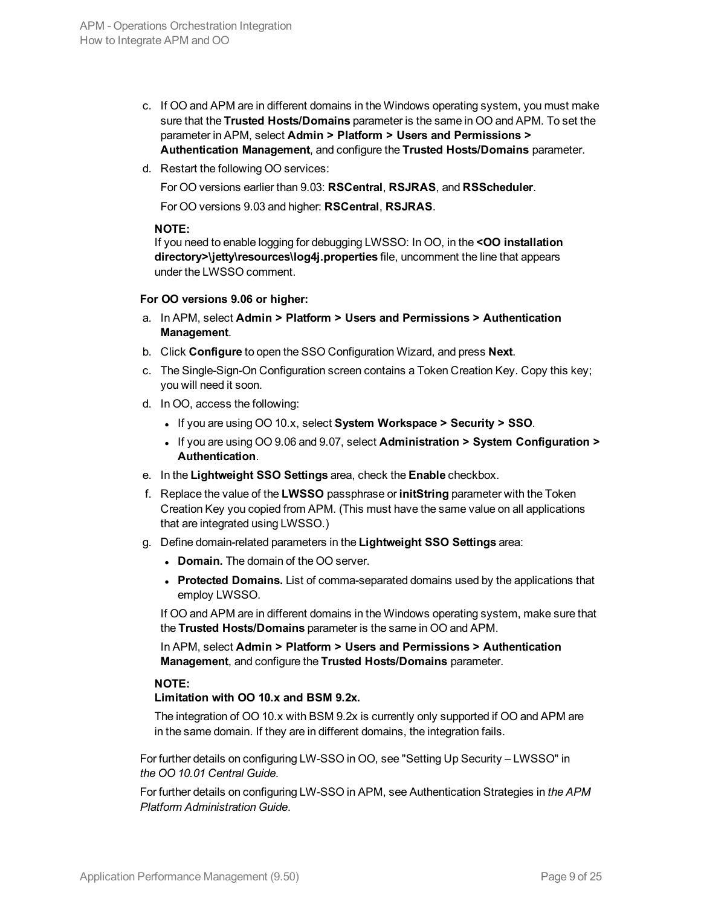c. If OO and APM are in different domains in the Windows operating system, you must make sure that the **Trusted Hosts/Domains** parameter is the same in OO and APM. To set the parameter in APM, select **Admin > Platform > Users and Permissions > Authentication Management**, and configure the **Trusted Hosts/Domains** parameter.

d. Restart the following OO services:

   For OO versions earlier than 9.03: **RSCentral**, **RSJRAS**, and **RSScheduler**.

   For OO versions 9.03 and higher: **RSCentral**, **RSJRAS**.

**NOTE:**
If you need to enable logging for debugging LWSSO: In OO, in the **<OO installation directory>\jetty\resources\log4j.properties** file, uncomment the line that appears under the LWSSO comment.

**For OO versions 9.06 or higher:**

a. In APM, select **Admin > Platform > Users and Permissions > Authentication Management**.

b. Click **Configure** to open the SSO Configuration Wizard, and press **Next**.

c. The Single-Sign-On Configuration screen contains a Token Creation Key. Copy this key; you will need it soon.

d. In OO, access the following:

   - If you are using OO 10.x, select **System Workspace > Security > SSO**.
   - If you are using OO 9.06 and 9.07, select **Administration > System Configuration > Authentication**.

e. In the **Lightweight SSO Settings** area, check the **Enable** checkbox.

f. Replace the value of the **LWSSO** passphrase or **initString** parameter with the Token Creation Key you copied from APM. (This must have the same value on all applications that are integrated using LWSSO.)

g. Define domain-related parameters in the **Lightweight SSO Settings** area:

   - **Domain.** The domain of the OO server.
   - **Protected Domains.** List of comma-separated domains used by the applications that employ LWSSO.

   If OO and APM are in different domains in the Windows operating system, make sure that the **Trusted Hosts/Domains** parameter is the same in OO and APM.

   In APM, select **Admin > Platform > Users and Permissions > Authentication Management**, and configure the **Trusted Hosts/Domains** parameter.

**NOTE:**
**Limitation with OO 10.x and BSM 9.2x.**

The integration of OO 10.x with BSM 9.2x is currently only supported if OO and APM are in the same domain. If they are in different domains, the integration fails.

For further details on configuring LW-SSO in OO, see "Setting Up Security – LWSSO" in *the OO 10.01 Central Guide*.

For further details on configuring LW-SSO in APM, see Authentication Strategies in *the APM Platform Administration Guide*.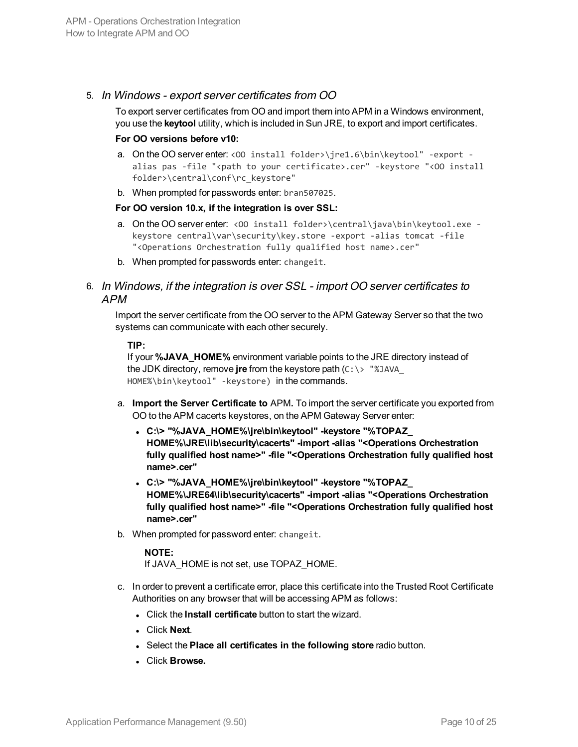5. *In Windows - export server certificates from OO*

   To export server certificates from OO and import them into APM in a Windows environment, you use the **keytool** utility, which is included in Sun JRE, to export and import certificates.

   **For OO versions before v10:**

   a. On the OO server enter: `<OO install folder>\jre1.6\bin\keytool" -export -alias pas -file "<path to your certificate>.cer" -keystore "<OO install folder>\central\conf\rc_keystore"`

   b. When prompted for passwords enter: `bran507025`.

   **For OO version 10.x, if the integration is over SSL:**

   a. On the OO server enter: `<OO install folder>\central\java\bin\keytool.exe -keystore central\var\security\key.store -export -alias tomcat -file "<Operations Orchestration fully qualified host name>.cer"`

   b. When prompted for passwords enter: `changeit`.

6. *In Windows, if the integration is over SSL - import OO server certificates to APM*

   Import the server certificate from the OO server to the APM Gateway Server so that the two systems can communicate with each other securely.

   **TIP:**
   If your **%JAVA_HOME%** environment variable points to the JRE directory instead of the JDK directory, remove **jre** from the keystore path (`C:\> "%JAVA_HOME%\bin\keytool" -keystore)` in the commands.

   a. **Import the Server Certificate to** APM**.** To import the server certificate you exported from OO to the APM cacerts keystores, on the APM Gateway Server enter:

      - **C:\> "%JAVA_HOME%\jre\bin\keytool" -keystore "%TOPAZ_HOME%\JRE\lib\security\cacerts" -import -alias "<Operations Orchestration fully qualified host name>" -file "<Operations Orchestration fully qualified host name>.cer"**
      - **C:\> "%JAVA_HOME%\jre\bin\keytool" -keystore "%TOPAZ_HOME%\JRE64\lib\security\cacerts" -import -alias "<Operations Orchestration fully qualified host name>" -file "<Operations Orchestration fully qualified host name>.cer"**

   b. When prompted for password enter: `changeit`.

      **NOTE:**
      If JAVA_HOME is not set, use TOPAZ_HOME.

   c. In order to prevent a certificate error, place this certificate into the Trusted Root Certificate Authorities on any browser that will be accessing APM as follows:

      - Click the **Install certificate** button to start the wizard.
      - Click **Next**.
      - Select the **Place all certificates in the following store** radio button.
      - Click **Browse.**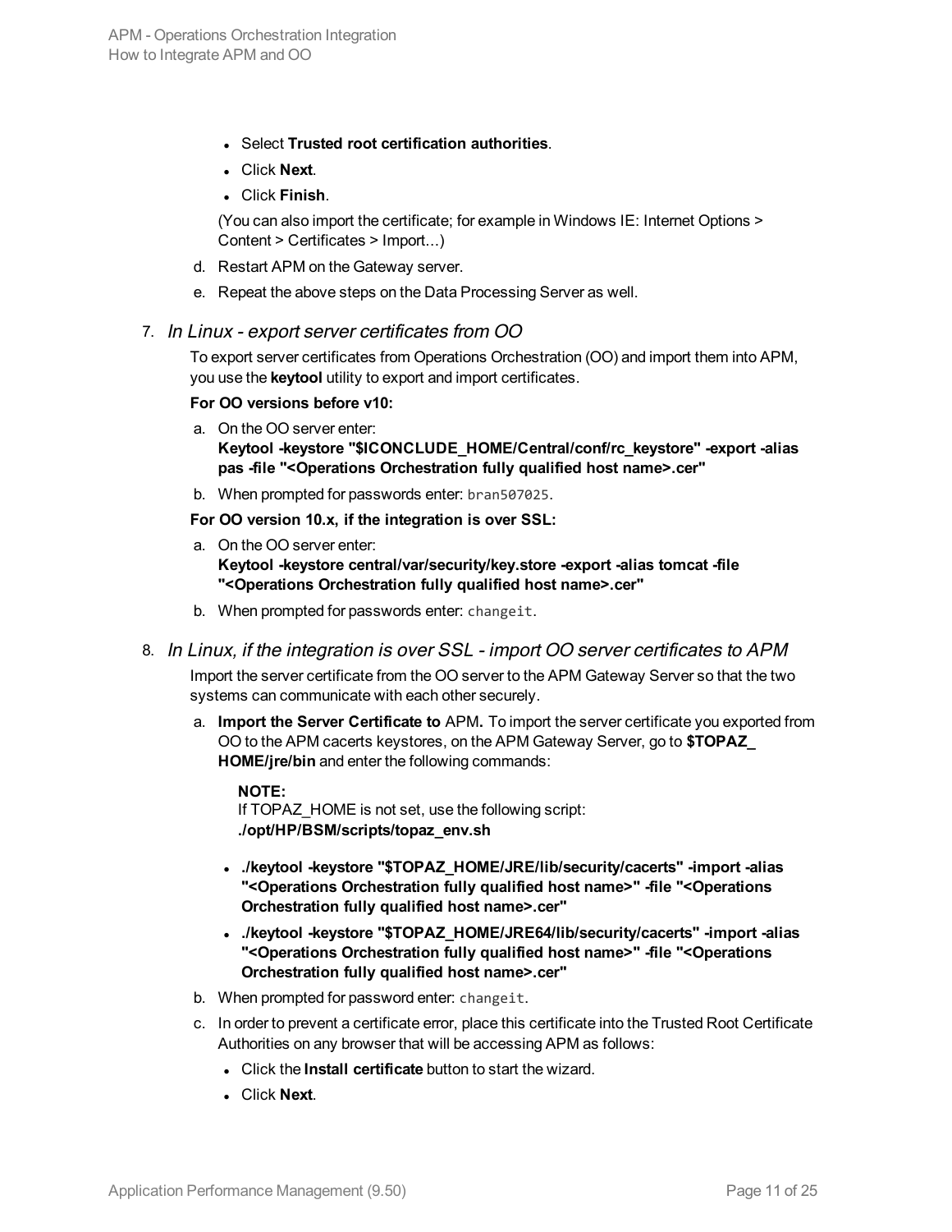- Select **Trusted root certification authorities**.
- Click **Next**.
- Click **Finish**.

(You can also import the certificate; for example in Windows IE: Internet Options > Content > Certificates > Import...)

d. Restart APM on the Gateway server.

e. Repeat the above steps on the Data Processing Server as well.

7. *In Linux - export server certificates from OO*

To export server certificates from Operations Orchestration (OO) and import them into APM, you use the **keytool** utility to export and import certificates.

**For OO versions before v10:**

a. On the OO server enter:
**Keytool -keystore "$ICONCLUDE_HOME/Central/conf/rc_keystore" -export -alias pas -file "<Operations Orchestration fully qualified host name>.cer"**

b. When prompted for passwords enter: `bran507025`.

**For OO version 10.x, if the integration is over SSL:**

a. On the OO server enter:
**Keytool -keystore central/var/security/key.store -export -alias tomcat -file "<Operations Orchestration fully qualified host name>.cer"**

b. When prompted for passwords enter: `changeit`.

8. *In Linux, if the integration is over SSL - import OO server certificates to APM*

Import the server certificate from the OO server to the APM Gateway Server so that the two systems can communicate with each other securely.

a. **Import the Server Certificate to** APM**.** To import the server certificate you exported from OO to the APM cacerts keystores, on the APM Gateway Server, go to **$TOPAZ_HOME/jre/bin** and enter the following commands:

**NOTE:**
If TOPAZ_HOME is not set, use the following script:
**./opt/HP/BSM/scripts/topaz_env.sh**

- **./keytool -keystore "$TOPAZ_HOME/JRE/lib/security/cacerts" -import -alias "<Operations Orchestration fully qualified host name>" -file "<Operations Orchestration fully qualified host name>.cer"**
- **./keytool -keystore "$TOPAZ_HOME/JRE64/lib/security/cacerts" -import -alias "<Operations Orchestration fully qualified host name>" -file "<Operations Orchestration fully qualified host name>.cer"**

b. When prompted for password enter: `changeit`.

c. In order to prevent a certificate error, place this certificate into the Trusted Root Certificate Authorities on any browser that will be accessing APM as follows:

- Click the **Install certificate** button to start the wizard.
- Click **Next**.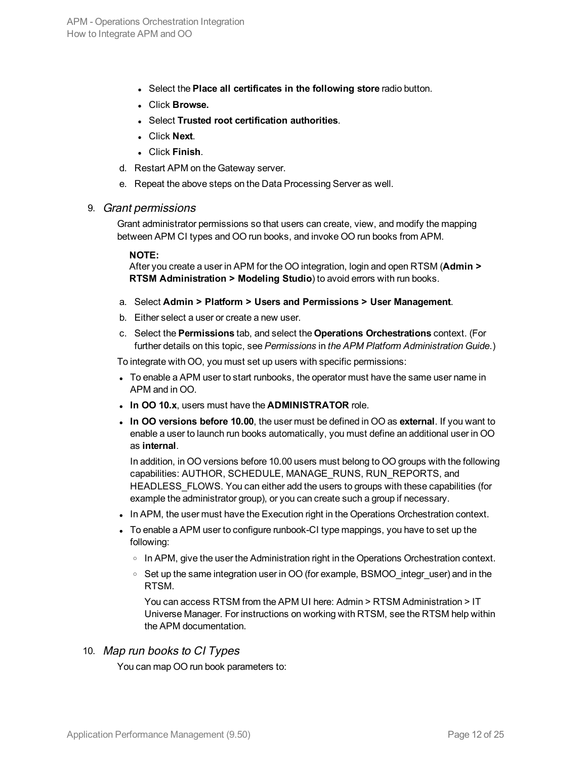- Select the **Place all certificates in the following store** radio button.
- Click **Browse.**
- Select **Trusted root certification authorities**.
- Click **Next**.
- Click **Finish**.

d. Restart APM on the Gateway server.

e. Repeat the above steps on the Data Processing Server as well.

9. *Grant permissions*

   Grant administrator permissions so that users can create, view, and modify the mapping between APM CI types and OO run books, and invoke OO run books from APM.

   **NOTE:**
   After you create a user in APM for the OO integration, login and open RTSM (**Admin > RTSM Administration > Modeling Studio**) to avoid errors with run books.

   a. Select **Admin > Platform > Users and Permissions > User Management**.

   b. Either select a user or create a new user.

   c. Select the **Permissions** tab, and select the **Operations Orchestrations** context. (For further details on this topic, see *Permissions* in *the APM Platform Administration Guide*.)

   To integrate with OO, you must set up users with specific permissions:

   - To enable a APM user to start runbooks, the operator must have the same user name in APM and in OO.
   - **In OO 10.x**, users must have the **ADMINISTRATOR** role.
   - **In OO versions before 10.00**, the user must be defined in OO as **external**. If you want to enable a user to launch run books automatically, you must define an additional user in OO as **internal**.

     In addition, in OO versions before 10.00 users must belong to OO groups with the following capabilities: AUTHOR, SCHEDULE, MANAGE_RUNS, RUN_REPORTS, and HEADLESS_FLOWS. You can either add the users to groups with these capabilities (for example the administrator group), or you can create such a group if necessary.
   - In APM, the user must have the Execution right in the Operations Orchestration context.
   - To enable a APM user to configure runbook-CI type mappings, you have to set up the following:
     - In APM, give the user the Administration right in the Operations Orchestration context.
     - Set up the same integration user in OO (for example, BSMOO_integr_user) and in the RTSM.

       You can access RTSM from the APM UI here: Admin > RTSM Administration > IT Universe Manager. For instructions on working with RTSM, see the RTSM help within the APM documentation.

10. *Map run books to CI Types*

    You can map OO run book parameters to: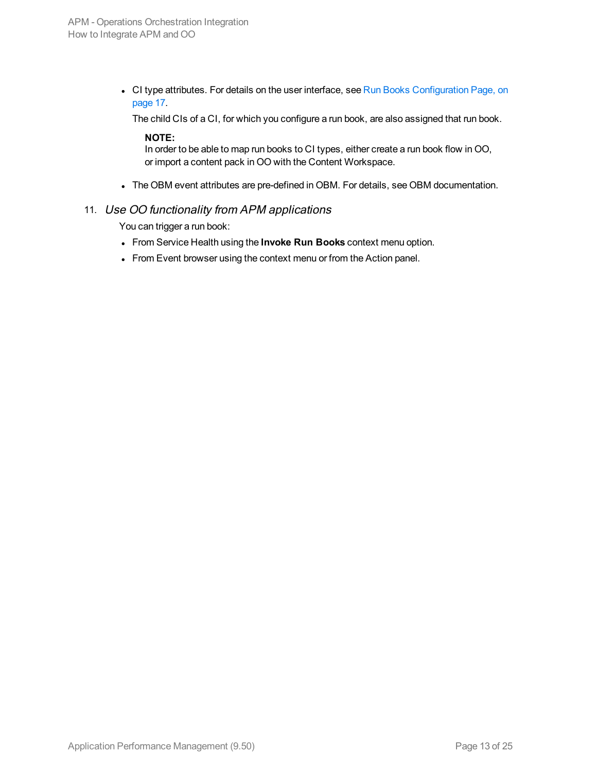- CI type attributes. For details on the user interface, see Run Books Configuration Page, on page 17.

  The child CIs of a CI, for which you configure a run book, are also assigned that run book.

  **NOTE:**
  In order to be able to map run books to CI types, either create a run book flow in OO, or import a content pack in OO with the Content Workspace.

- The OBM event attributes are pre-defined in OBM. For details, see OBM documentation.

11. *Use OO functionality from APM applications*

    You can trigger a run book:

    - From Service Health using the **Invoke Run Books** context menu option.
    - From Event browser using the context menu or from the Action panel.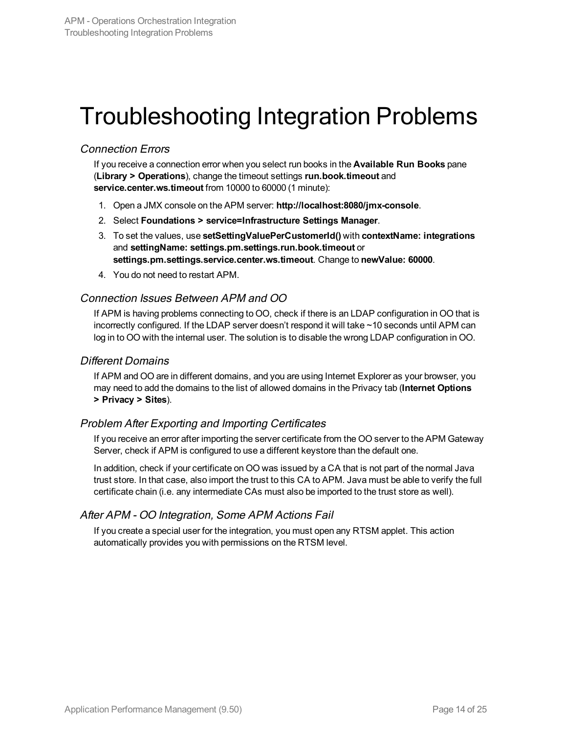# Troubleshooting Integration Problems

### *Connection Errors*

If you receive a connection error when you select run books in the **Available Run Books** pane (**Library > Operations**), change the timeout settings **run.book.timeout** and **service.center.ws.timeout** from 10000 to 60000 (1 minute):

1. Open a JMX console on the APM server: **http://localhost:8080/jmx-console**.
2. Select **Foundations > service=Infrastructure Settings Manager**.
3. To set the values, use **setSettingValuePerCustomerId()** with **contextName: integrations** and **settingName: settings.pm.settings.run.book.timeout** or **settings.pm.settings.service.center.ws.timeout**. Change to **newValue: 60000**.
4. You do not need to restart APM.

### *Connection Issues Between APM and OO*

If APM is having problems connecting to OO, check if there is an LDAP configuration in OO that is incorrectly configured. If the LDAP server doesn't respond it will take ~10 seconds until APM can log in to OO with the internal user. The solution is to disable the wrong LDAP configuration in OO.

### *Different Domains*

If APM and OO are in different domains, and you are using Internet Explorer as your browser, you may need to add the domains to the list of allowed domains in the Privacy tab (**Internet Options > Privacy > Sites**).

### *Problem After Exporting and Importing Certificates*

If you receive an error after importing the server certificate from the OO server to the APM Gateway Server, check if APM is configured to use a different keystore than the default one.

In addition, check if your certificate on OO was issued by a CA that is not part of the normal Java trust store. In that case, also import the trust to this CA to APM. Java must be able to verify the full certificate chain (i.e. any intermediate CAs must also be imported to the trust store as well).

### *After APM - OO Integration, Some APM Actions Fail*

If you create a special user for the integration, you must open any RTSM applet. This action automatically provides you with permissions on the RTSM level.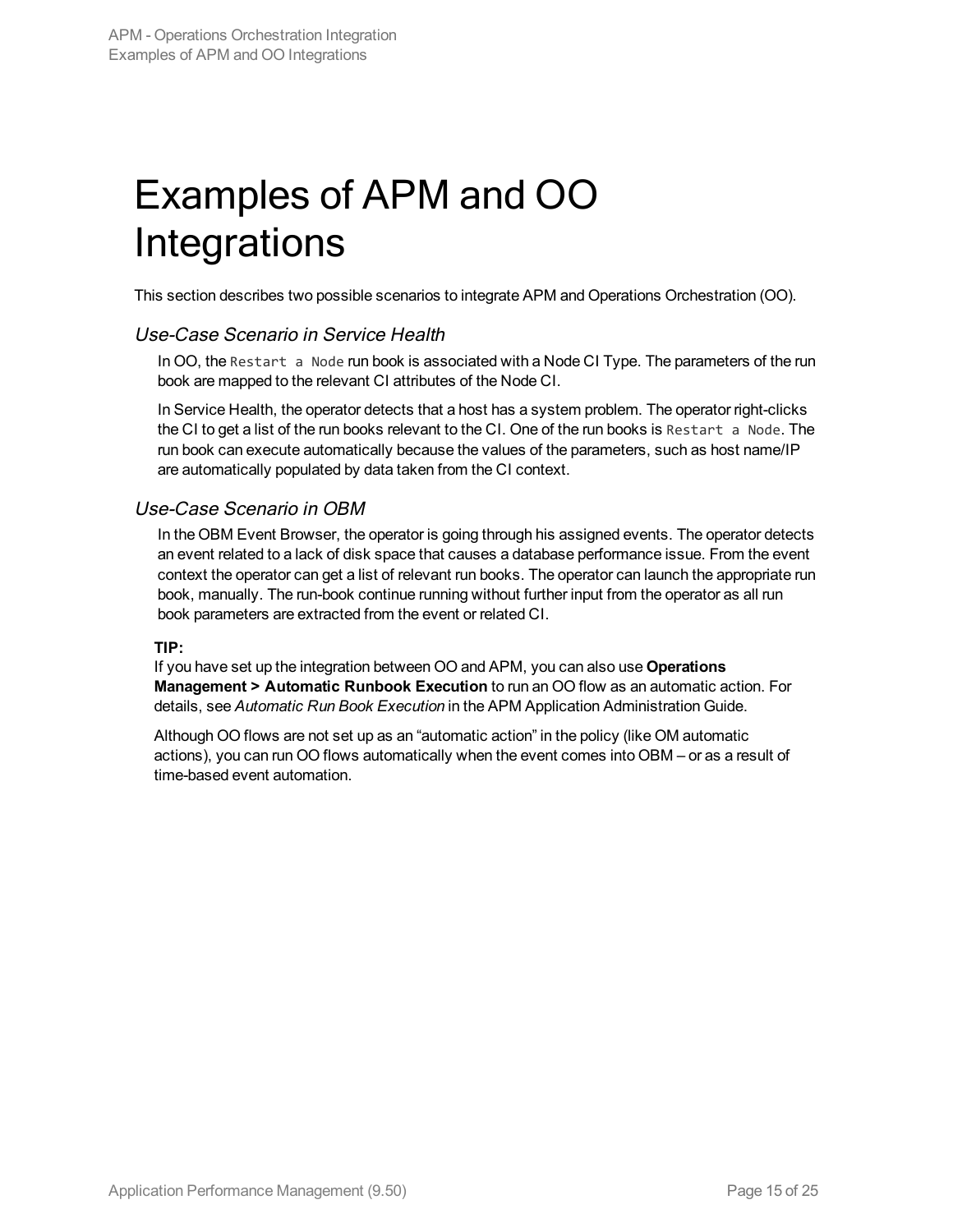# Examples of APM and OO Integrations

This section describes two possible scenarios to integrate APM and Operations Orchestration (OO).

### *Use-Case Scenario in Service Health*

In OO, the `Restart a Node` run book is associated with a Node CI Type. The parameters of the run book are mapped to the relevant CI attributes of the Node CI.

In Service Health, the operator detects that a host has a system problem. The operator right-clicks the CI to get a list of the run books relevant to the CI. One of the run books is `Restart a Node`. The run book can execute automatically because the values of the parameters, such as host name/IP are automatically populated by data taken from the CI context.

### *Use-Case Scenario in OBM*

In the OBM Event Browser, the operator is going through his assigned events. The operator detects an event related to a lack of disk space that causes a database performance issue. From the event context the operator can get a list of relevant run books. The operator can launch the appropriate run book, manually. The run-book continue running without further input from the operator as all run book parameters are extracted from the event or related CI.

**TIP:**
If you have set up the integration between OO and APM, you can also use **Operations Management > Automatic Runbook Execution** to run an OO flow as an automatic action. For details, see *Automatic Run Book Execution* in the APM Application Administration Guide.

Although OO flows are not set up as an “automatic action” in the policy (like OM automatic actions), you can run OO flows automatically when the event comes into OBM – or as a result of time-based event automation.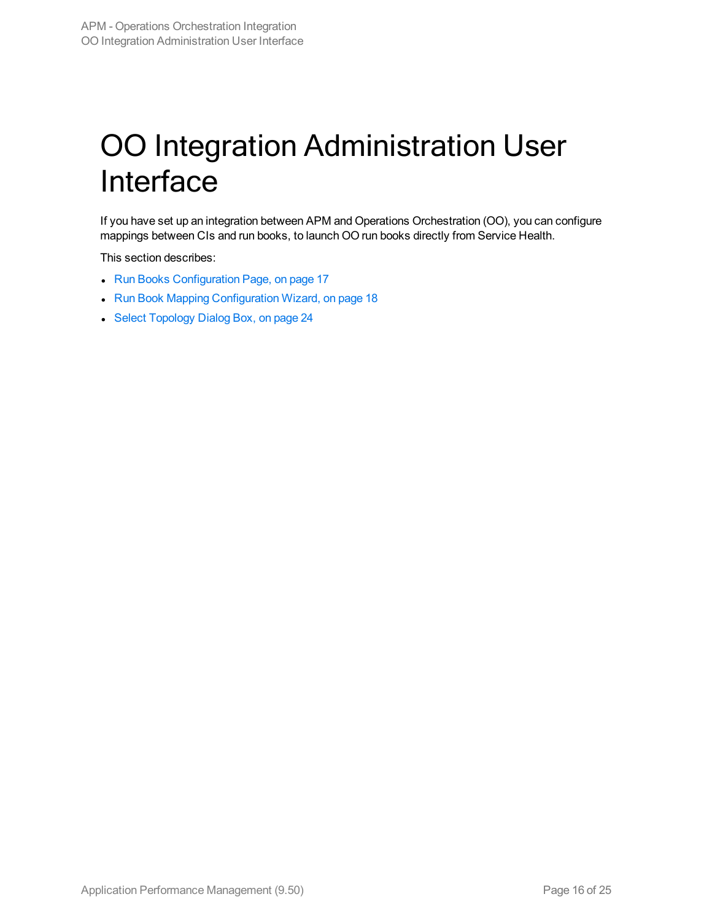# OO Integration Administration User Interface

If you have set up an integration between APM and Operations Orchestration (OO), you can configure mappings between CIs and run books, to launch OO run books directly from Service Health.

This section describes:

- Run Books Configuration Page, on page 17
- Run Book Mapping Configuration Wizard, on page 18
- Select Topology Dialog Box, on page 24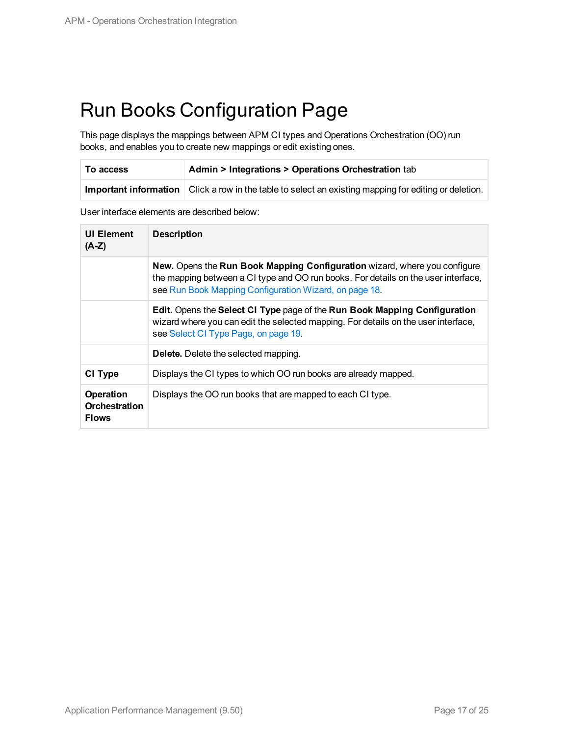# Run Books Configuration Page

This page displays the mappings between APM CI types and Operations Orchestration (OO) run books, and enables you to create new mappings or edit existing ones.

| | |
|---|---|
| **To access** | **Admin > Integrations > Operations Orchestration** tab |
| **Important information** | Click a row in the table to select an existing mapping for editing or deletion. |

User interface elements are described below:

| UI Element (A-Z) | Description |
|---|---|
| | **New.** Opens the **Run Book Mapping Configuration** wizard, where you configure the mapping between a CI type and OO run books. For details on the user interface, see Run Book Mapping Configuration Wizard, on page 18. |
| | **Edit.** Opens the **Select CI Type** page of the **Run Book Mapping Configuration** wizard where you can edit the selected mapping. For details on the user interface, see Select CI Type Page, on page 19. |
| | **Delete.** Delete the selected mapping. |
| **CI Type** | Displays the CI types to which OO run books are already mapped. |
| **Operation Orchestration Flows** | Displays the OO run books that are mapped to each CI type. |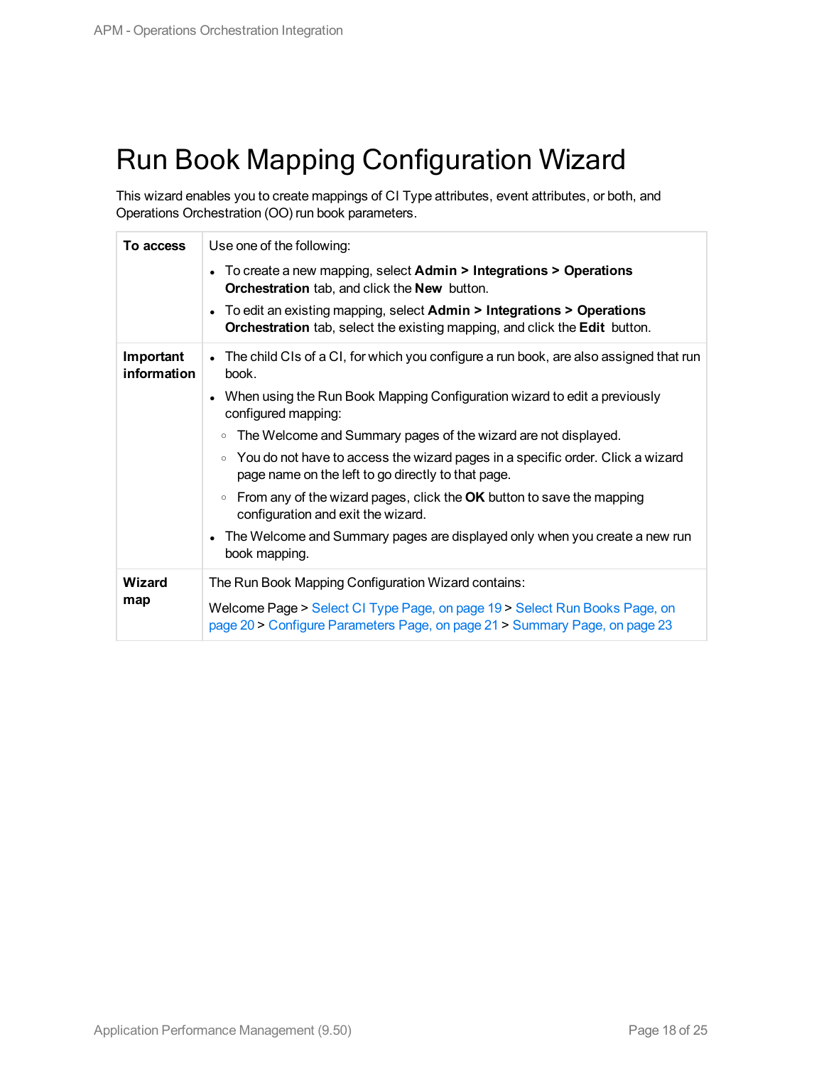# Run Book Mapping Configuration Wizard

This wizard enables you to create mappings of CI Type attributes, event attributes, or both, and Operations Orchestration (OO) run book parameters.

| | |
|---|---|
| **To access** | Use one of the following:<br>• To create a new mapping, select **Admin > Integrations > Operations Orchestration** tab, and click the **New** button.<br>• To edit an existing mapping, select **Admin > Integrations > Operations Orchestration** tab, select the existing mapping, and click the **Edit** button. |
| **Important information** | • The child CIs of a CI, for which you configure a run book, are also assigned that run book.<br>• When using the Run Book Mapping Configuration wizard to edit a previously configured mapping:<br>◦ The Welcome and Summary pages of the wizard are not displayed.<br>◦ You do not have to access the wizard pages in a specific order. Click a wizard page name on the left to go directly to that page.<br>◦ From any of the wizard pages, click the **OK** button to save the mapping configuration and exit the wizard.<br>• The Welcome and Summary pages are displayed only when you create a new run book mapping. |
| **Wizard map** | The Run Book Mapping Configuration Wizard contains:<br>Welcome Page > Select CI Type Page, on page 19 > Select Run Books Page, on page 20 > Configure Parameters Page, on page 21 > Summary Page, on page 23 |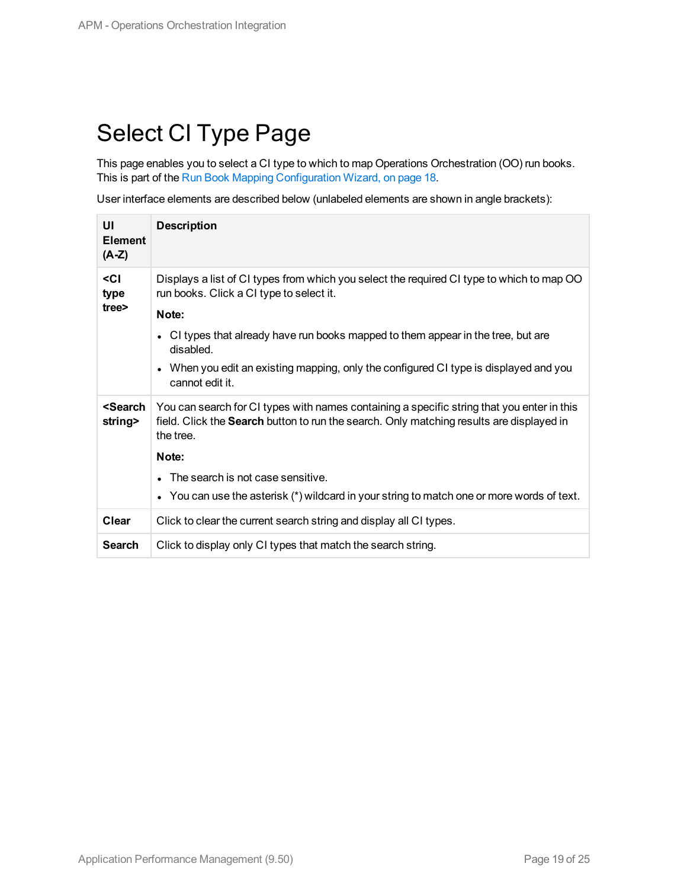# Select CI Type Page

This page enables you to select a CI type to which to map Operations Orchestration (OO) run books. This is part of the Run Book Mapping Configuration Wizard, on page 18.

User interface elements are described below (unlabeled elements are shown in angle brackets):

| UI Element (A-Z) | Description |
|---|---|
| **<CI type tree>** | Displays a list of CI types from which you select the required CI type to which to map OO run books. Click a CI type to select it.<br>**Note:**<br>• CI types that already have run books mapped to them appear in the tree, but are disabled.<br>• When you edit an existing mapping, only the configured CI type is displayed and you cannot edit it. |
| **<Search string>** | You can search for CI types with names containing a specific string that you enter in this field. Click the **Search** button to run the search. Only matching results are displayed in the tree.<br>**Note:**<br>• The search is not case sensitive.<br>• You can use the asterisk (*) wildcard in your string to match one or more words of text. |
| **Clear** | Click to clear the current search string and display all CI types. |
| **Search** | Click to display only CI types that match the search string. |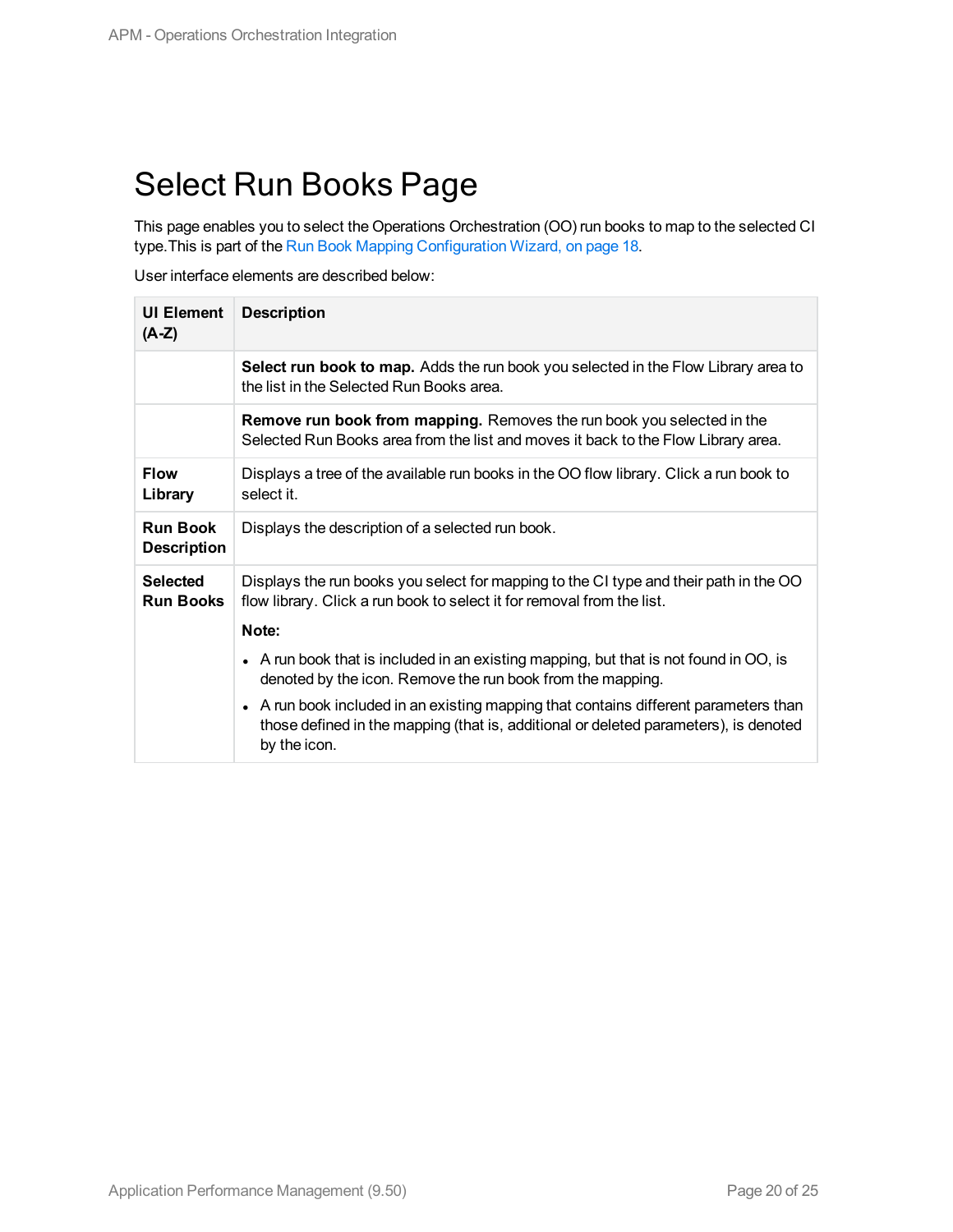# Select Run Books Page

This page enables you to select the Operations Orchestration (OO) run books to map to the selected CI type.This is part of the Run Book Mapping Configuration Wizard, on page 18.

User interface elements are described below:

| UI Element (A-Z) | Description |
|---|---|
| | **Select run book to map.** Adds the run book you selected in the Flow Library area to the list in the Selected Run Books area. |
| | **Remove run book from mapping.** Removes the run book you selected in the Selected Run Books area from the list and moves it back to the Flow Library area. |
| **Flow Library** | Displays a tree of the available run books in the OO flow library. Click a run book to select it. |
| **Run Book Description** | Displays the description of a selected run book. |
| **Selected Run Books** | Displays the run books you select for mapping to the CI type and their path in the OO flow library. Click a run book to select it for removal from the list.<br><br>**Note:**<br><br>• A run book that is included in an existing mapping, but that is not found in OO, is denoted by the icon. Remove the run book from the mapping.<br>• A run book included in an existing mapping that contains different parameters than those defined in the mapping (that is, additional or deleted parameters), is denoted by the icon. |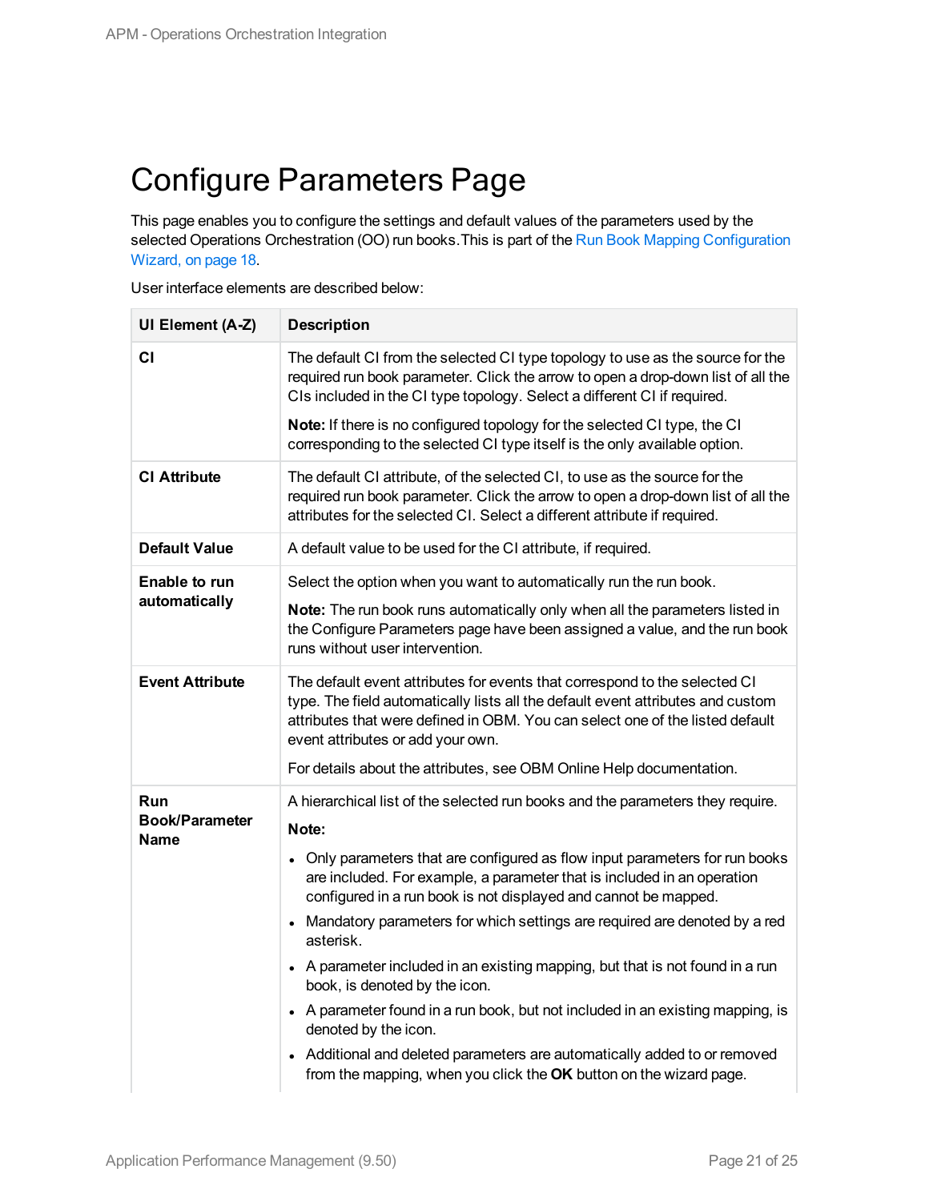# Configure Parameters Page

This page enables you to configure the settings and default values of the parameters used by the selected Operations Orchestration (OO) run books. This is part of the Run Book Mapping Configuration Wizard, on page 18.

User interface elements are described below:

| UI Element (A-Z) | Description |
| --- | --- |
| **CI** | The default CI from the selected CI type topology to use as the source for the required run book parameter. Click the arrow to open a drop-down list of all the CIs included in the CI type topology. Select a different CI if required.<br><br>**Note:** If there is no configured topology for the selected CI type, the CI corresponding to the selected CI type itself is the only available option. |
| **CI Attribute** | The default CI attribute, of the selected CI, to use as the source for the required run book parameter. Click the arrow to open a drop-down list of all the attributes for the selected CI. Select a different attribute if required. |
| **Default Value** | A default value to be used for the CI attribute, if required. |
| **Enable to run automatically** | Select the option when you want to automatically run the run book.<br><br>**Note:** The run book runs automatically only when all the parameters listed in the Configure Parameters page have been assigned a value, and the run book runs without user intervention. |
| **Event Attribute** | The default event attributes for events that correspond to the selected CI type. The field automatically lists all the default event attributes and custom attributes that were defined in OBM. You can select one of the listed default event attributes or add your own.<br><br>For details about the attributes, see OBM Online Help documentation. |
| **Run Book/Parameter Name** | A hierarchical list of the selected run books and the parameters they require.<br><br>**Note:**<br><br>• Only parameters that are configured as flow input parameters for run books are included. For example, a parameter that is included in an operation configured in a run book is not displayed and cannot be mapped.<br>• Mandatory parameters for which settings are required are denoted by a red asterisk.<br>• A parameter included in an existing mapping, but that is not found in a run book, is denoted by the icon.<br>• A parameter found in a run book, but not included in an existing mapping, is denoted by the icon.<br>• Additional and deleted parameters are automatically added to or removed from the mapping, when you click the **OK** button on the wizard page. |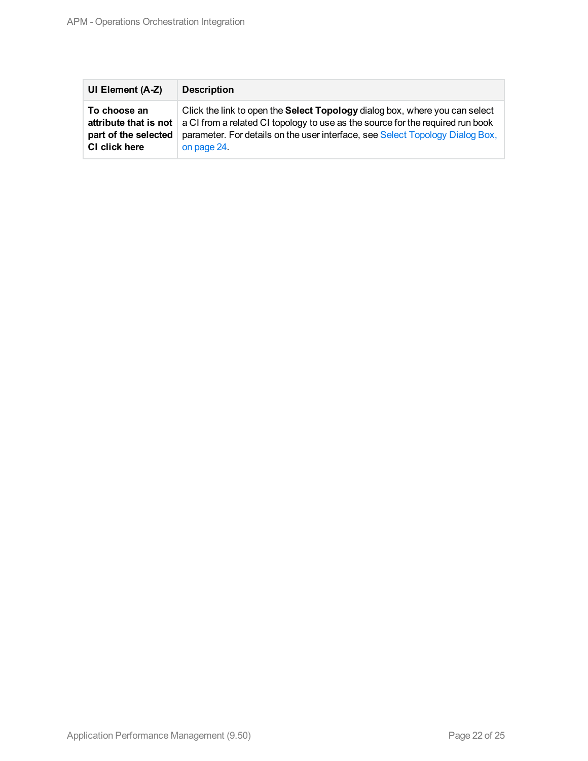| UI Element (A-Z) | Description |
| --- | --- |
| **To choose an attribute that is not part of the selected CI click here** | Click the link to open the **Select Topology** dialog box, where you can select a CI from a related CI topology to use as the source for the required run book parameter. For details on the user interface, see Select Topology Dialog Box, on page 24. |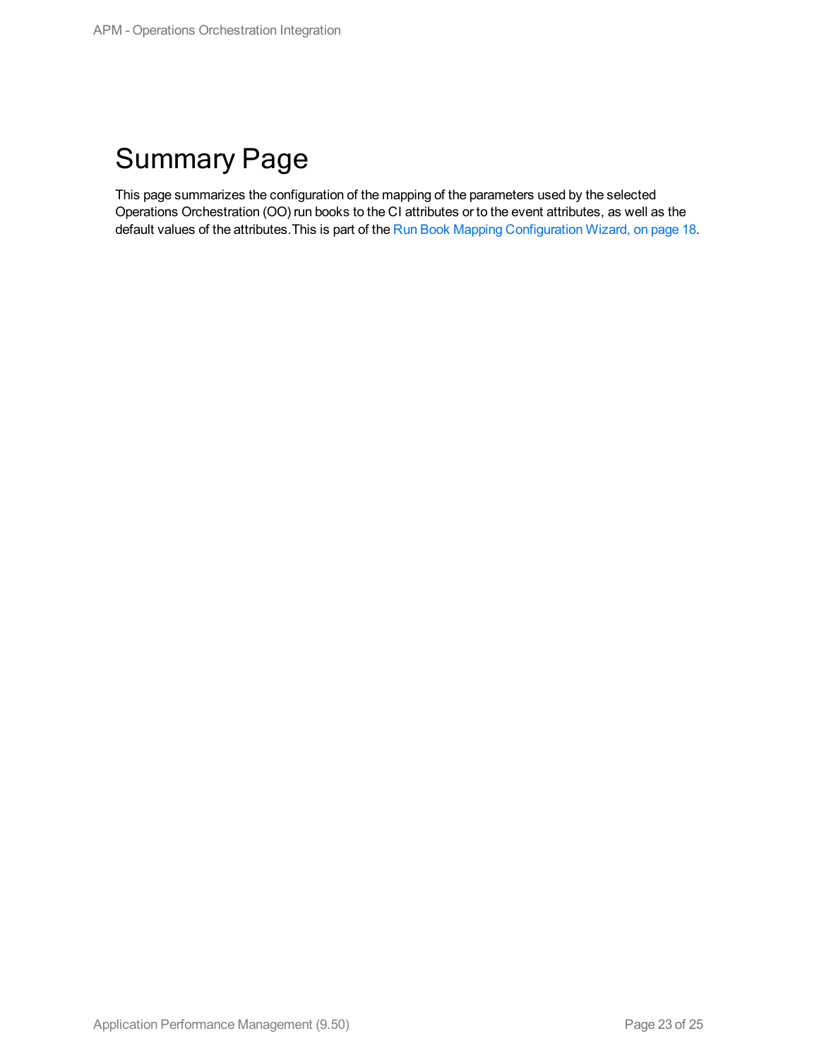# Summary Page

This page summarizes the configuration of the mapping of the parameters used by the selected Operations Orchestration (OO) run books to the CI attributes or to the event attributes, as well as the default values of the attributes. This is part of the Run Book Mapping Configuration Wizard, on page 18.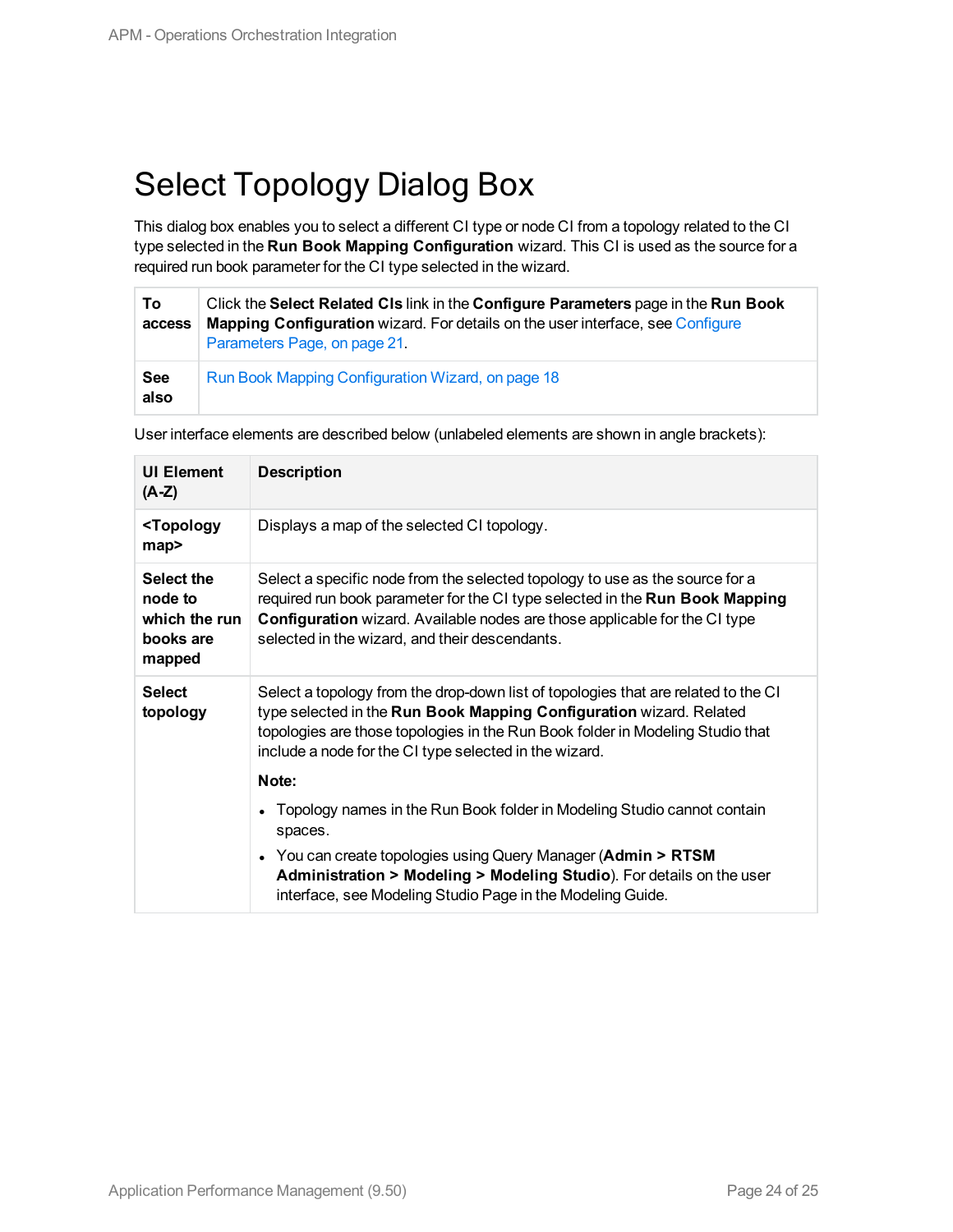# Select Topology Dialog Box

This dialog box enables you to select a different CI type or node CI from a topology related to the CI type selected in the **Run Book Mapping Configuration** wizard. This CI is used as the source for a required run book parameter for the CI type selected in the wizard.

| | |
|---|---|
| **To access** | Click the **Select Related CIs** link in the **Configure Parameters** page in the **Run Book Mapping Configuration** wizard. For details on the user interface, see Configure Parameters Page, on page 21. |
| **See also** | Run Book Mapping Configuration Wizard, on page 18 |

User interface elements are described below (unlabeled elements are shown in angle brackets):

| UI Element (A-Z) | Description |
|---|---|
| **<Topology map>** | Displays a map of the selected CI topology. |
| **Select the node to which the run books are mapped** | Select a specific node from the selected topology to use as the source for a required run book parameter for the CI type selected in the **Run Book Mapping Configuration** wizard. Available nodes are those applicable for the CI type selected in the wizard, and their descendants. |
| **Select topology** | Select a topology from the drop-down list of topologies that are related to the CI type selected in the **Run Book Mapping Configuration** wizard. Related topologies are those topologies in the Run Book folder in Modeling Studio that include a node for the CI type selected in the wizard.<br><br>**Note:**<br><br>• Topology names in the Run Book folder in Modeling Studio cannot contain spaces.<br>• You can create topologies using Query Manager (**Admin > RTSM Administration > Modeling > Modeling Studio**). For details on the user interface, see Modeling Studio Page in the Modeling Guide. |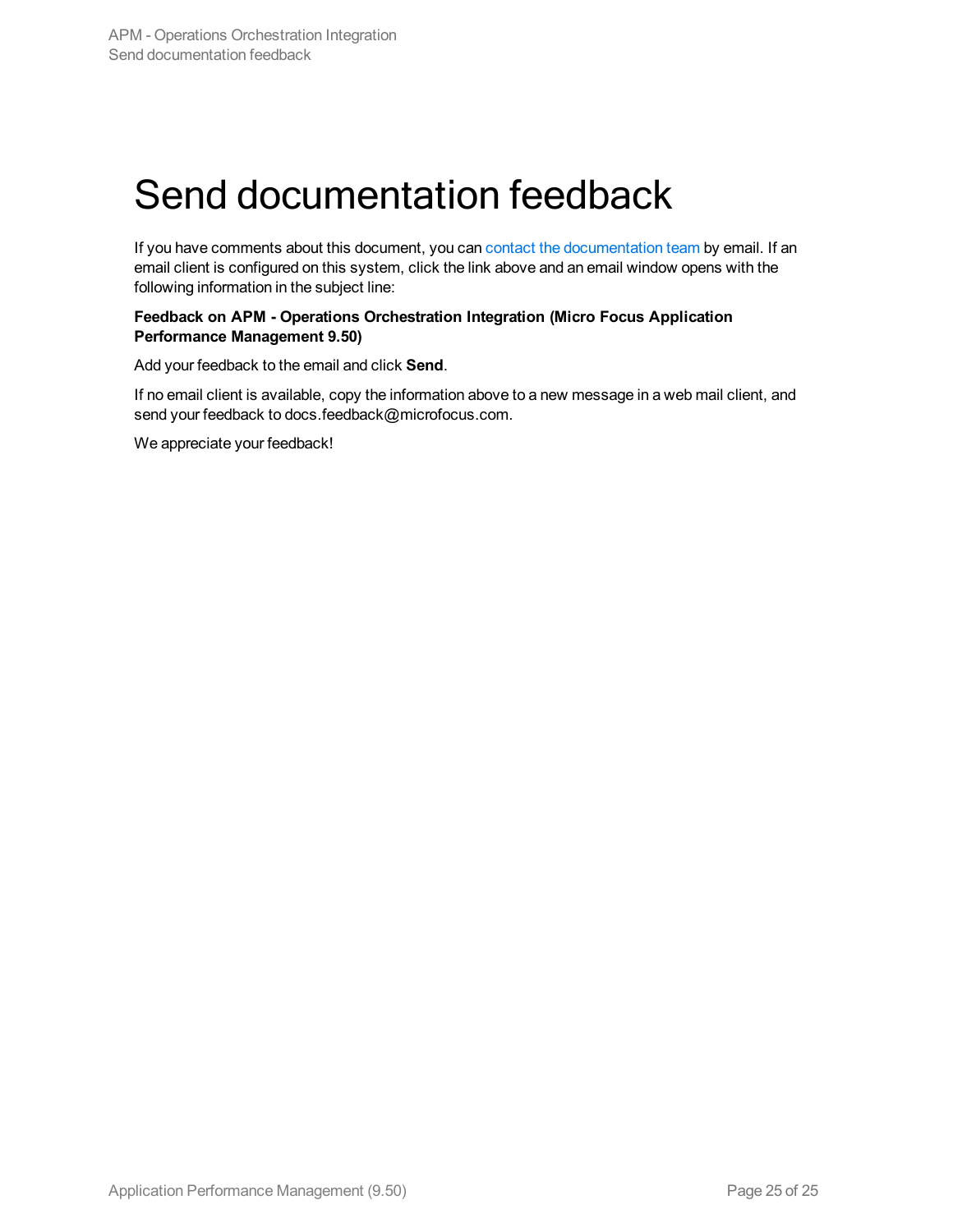# Send documentation feedback

If you have comments about this document, you can contact the documentation team by email. If an email client is configured on this system, click the link above and an email window opens with the following information in the subject line:

**Feedback on APM - Operations Orchestration Integration (Micro Focus Application Performance Management 9.50)**

Add your feedback to the email and click **Send**.

If no email client is available, copy the information above to a new message in a web mail client, and send your feedback to docs.feedback@microfocus.com.

We appreciate your feedback!